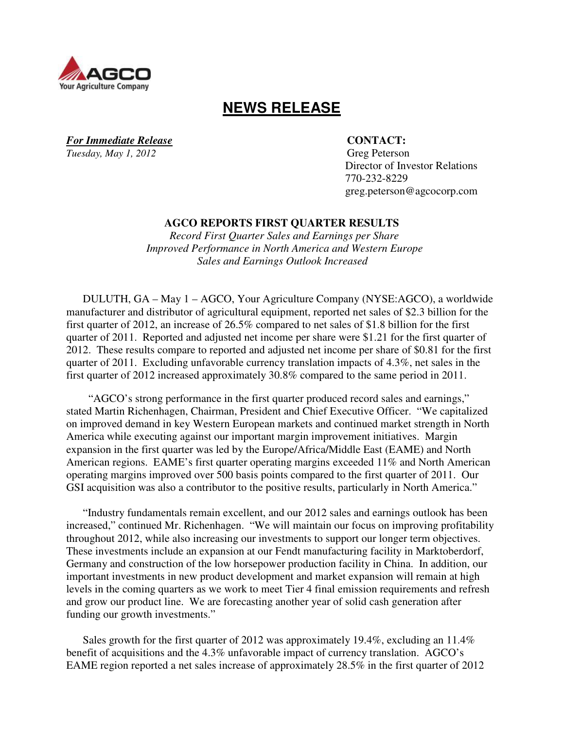AGCO
Your Agriculture Company

# NEWS RELEASE

***For Immediate Release***
*Tuesday, May 1, 2012*

**CONTACT:**
Greg Peterson
Director of Investor Relations
770-232-8229
greg.peterson@agcocorp.com

## AGCO REPORTS FIRST QUARTER RESULTS

*Record First Quarter Sales and Earnings per Share*
*Improved Performance in North America and Western Europe*
*Sales and Earnings Outlook Increased*

DULUTH, GA – May 1 – AGCO, Your Agriculture Company (NYSE:AGCO), a worldwide manufacturer and distributor of agricultural equipment, reported net sales of $2.3 billion for the first quarter of 2012, an increase of 26.5% compared to net sales of $1.8 billion for the first quarter of 2011. Reported and adjusted net income per share were $1.21 for the first quarter of 2012. These results compare to reported and adjusted net income per share of $0.81 for the first quarter of 2011. Excluding unfavorable currency translation impacts of 4.3%, net sales in the first quarter of 2012 increased approximately 30.8% compared to the same period in 2011.

"AGCO's strong performance in the first quarter produced record sales and earnings," stated Martin Richenhagen, Chairman, President and Chief Executive Officer. "We capitalized on improved demand in key Western European markets and continued market strength in North America while executing against our important margin improvement initiatives. Margin expansion in the first quarter was led by the Europe/Africa/Middle East (EAME) and North American regions. EAME's first quarter operating margins exceeded 11% and North American operating margins improved over 500 basis points compared to the first quarter of 2011. Our GSI acquisition was also a contributor to the positive results, particularly in North America."

"Industry fundamentals remain excellent, and our 2012 sales and earnings outlook has been increased," continued Mr. Richenhagen. "We will maintain our focus on improving profitability throughout 2012, while also increasing our investments to support our longer term objectives. These investments include an expansion at our Fendt manufacturing facility in Marktoberdorf, Germany and construction of the low horsepower production facility in China. In addition, our important investments in new product development and market expansion will remain at high levels in the coming quarters as we work to meet Tier 4 final emission requirements and refresh and grow our product line. We are forecasting another year of solid cash generation after funding our growth investments."

Sales growth for the first quarter of 2012 was approximately 19.4%, excluding an 11.4% benefit of acquisitions and the 4.3% unfavorable impact of currency translation. AGCO's EAME region reported a net sales increase of approximately 28.5% in the first quarter of 2012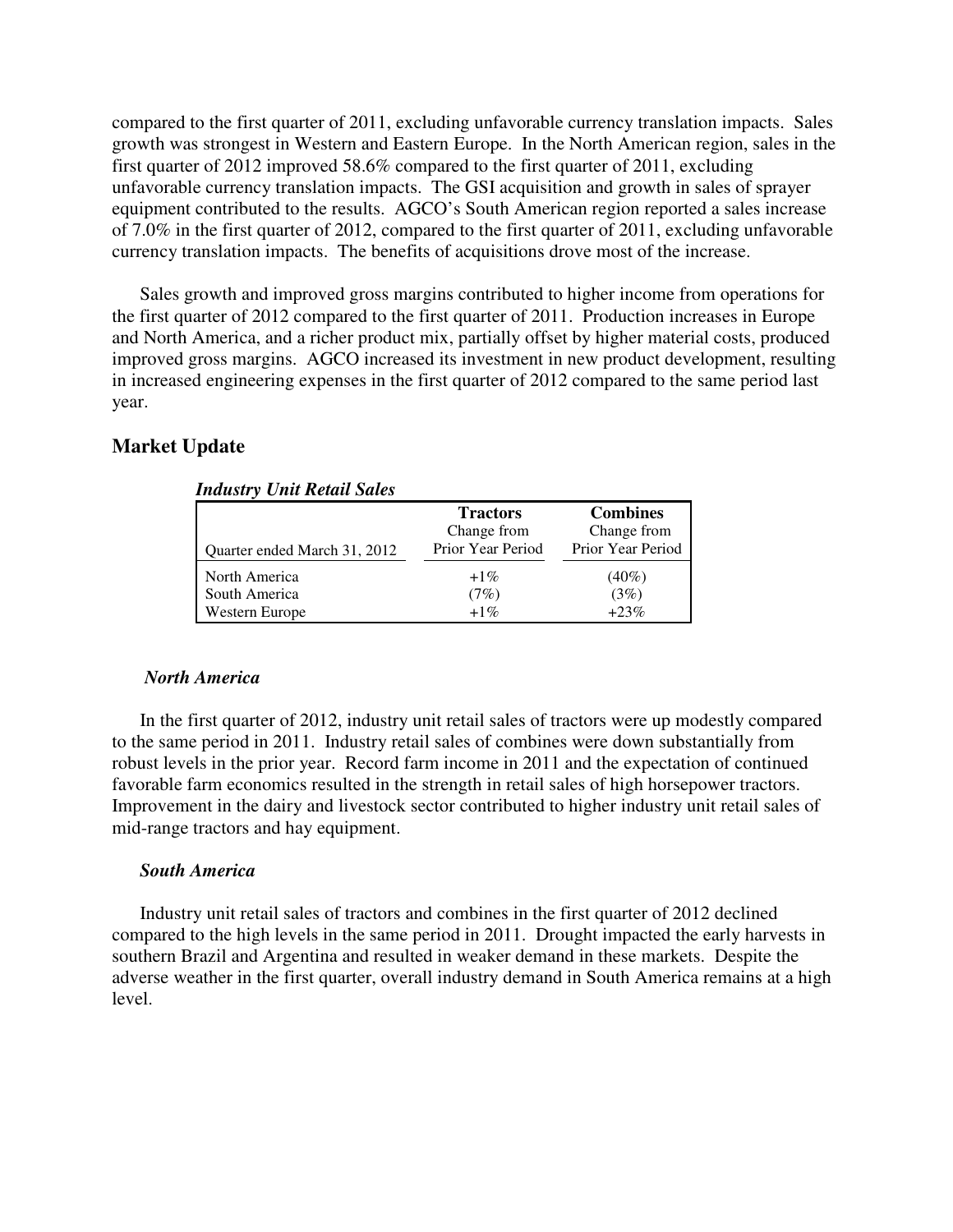compared to the first quarter of 2011, excluding unfavorable currency translation impacts. Sales growth was strongest in Western and Eastern Europe. In the North American region, sales in the first quarter of 2012 improved 58.6% compared to the first quarter of 2011, excluding unfavorable currency translation impacts. The GSI acquisition and growth in sales of sprayer equipment contributed to the results. AGCO's South American region reported a sales increase of 7.0% in the first quarter of 2012, compared to the first quarter of 2011, excluding unfavorable currency translation impacts. The benefits of acquisitions drove most of the increase.

Sales growth and improved gross margins contributed to higher income from operations for the first quarter of 2012 compared to the first quarter of 2011. Production increases in Europe and North America, and a richer product mix, partially offset by higher material costs, produced improved gross margins. AGCO increased its investment in new product development, resulting in increased engineering expenses in the first quarter of 2012 compared to the same period last year.

## Market Update

***Industry Unit Retail Sales***

| Quarter ended March 31, 2012 | **Tractors** Change from Prior Year Period | **Combines** Change from Prior Year Period |
|---|---|---|
| North America | +1% | (40%) |
| South America | (7%) | (3%) |
| Western Europe | +1% | +23% |

***North America***

In the first quarter of 2012, industry unit retail sales of tractors were up modestly compared to the same period in 2011. Industry retail sales of combines were down substantially from robust levels in the prior year. Record farm income in 2011 and the expectation of continued favorable farm economics resulted in the strength in retail sales of high horsepower tractors. Improvement in the dairy and livestock sector contributed to higher industry unit retail sales of mid-range tractors and hay equipment.

***South America***

Industry unit retail sales of tractors and combines in the first quarter of 2012 declined compared to the high levels in the same period in 2011. Drought impacted the early harvests in southern Brazil and Argentina and resulted in weaker demand in these markets. Despite the adverse weather in the first quarter, overall industry demand in South America remains at a high level.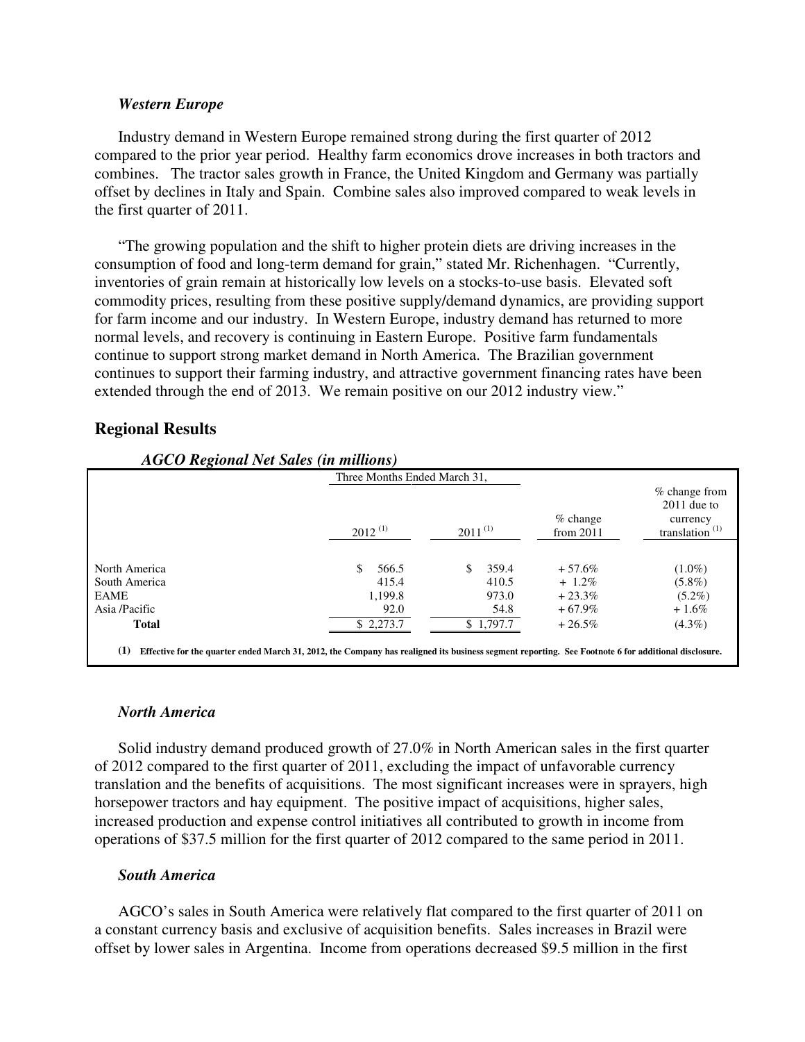### *Western Europe*

Industry demand in Western Europe remained strong during the first quarter of 2012 compared to the prior year period. Healthy farm economics drove increases in both tractors and combines. The tractor sales growth in France, the United Kingdom and Germany was partially offset by declines in Italy and Spain. Combine sales also improved compared to weak levels in the first quarter of 2011.

"The growing population and the shift to higher protein diets are driving increases in the consumption of food and long-term demand for grain," stated Mr. Richenhagen. "Currently, inventories of grain remain at historically low levels on a stocks-to-use basis. Elevated soft commodity prices, resulting from these positive supply/demand dynamics, are providing support for farm income and our industry. In Western Europe, industry demand has returned to more normal levels, and recovery is continuing in Eastern Europe. Positive farm fundamentals continue to support strong market demand in North America. The Brazilian government continues to support their farming industry, and attractive government financing rates have been extended through the end of 2013. We remain positive on our 2012 industry view."

## Regional Results

***AGCO Regional Net Sales (in millions)***

| | Three Months Ended March 31, | | | |
|---|---|---|---|---|
| | 2012 (1) | 2011 (1) | % change from 2011 | % change from 2011 due to currency translation (1) |
| North America | $ 566.5 | $ 359.4 | + 57.6% | (1.0%) |
| South America | 415.4 | 410.5 | + 1.2% | (5.8%) |
| EAME | 1,199.8 | 973.0 | + 23.3% | (5.2%) |
| Asia /Pacific | 92.0 | 54.8 | + 67.9% | + 1.6% |
| **Total** | $ 2,273.7 | $ 1,797.7 | + 26.5% | (4.3%) |

**(1) Effective for the quarter ended March 31, 2012, the Company has realigned its business segment reporting. See Footnote 6 for additional disclosure.**

### *North America*

Solid industry demand produced growth of 27.0% in North American sales in the first quarter of 2012 compared to the first quarter of 2011, excluding the impact of unfavorable currency translation and the benefits of acquisitions. The most significant increases were in sprayers, high horsepower tractors and hay equipment. The positive impact of acquisitions, higher sales, increased production and expense control initiatives all contributed to growth in income from operations of $37.5 million for the first quarter of 2012 compared to the same period in 2011.

### *South America*

AGCO's sales in South America were relatively flat compared to the first quarter of 2011 on a constant currency basis and exclusive of acquisition benefits. Sales increases in Brazil were offset by lower sales in Argentina. Income from operations decreased $9.5 million in the first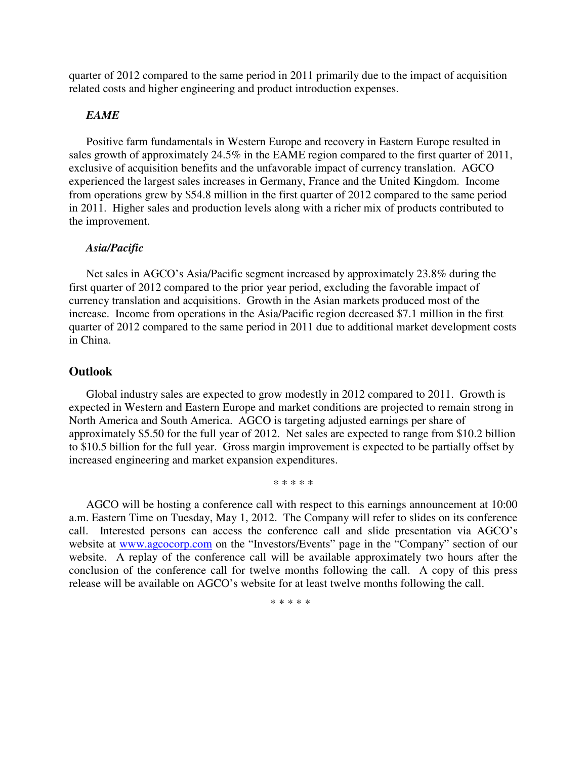quarter of 2012 compared to the same period in 2011 primarily due to the impact of acquisition related costs and higher engineering and product introduction expenses.

***EAME***

Positive farm fundamentals in Western Europe and recovery in Eastern Europe resulted in sales growth of approximately 24.5% in the EAME region compared to the first quarter of 2011, exclusive of acquisition benefits and the unfavorable impact of currency translation. AGCO experienced the largest sales increases in Germany, France and the United Kingdom. Income from operations grew by $54.8 million in the first quarter of 2012 compared to the same period in 2011. Higher sales and production levels along with a richer mix of products contributed to the improvement.

***Asia/Pacific***

Net sales in AGCO's Asia/Pacific segment increased by approximately 23.8% during the first quarter of 2012 compared to the prior year period, excluding the favorable impact of currency translation and acquisitions. Growth in the Asian markets produced most of the increase. Income from operations in the Asia/Pacific region decreased $7.1 million in the first quarter of 2012 compared to the same period in 2011 due to additional market development costs in China.

## Outlook

Global industry sales are expected to grow modestly in 2012 compared to 2011. Growth is expected in Western and Eastern Europe and market conditions are projected to remain strong in North America and South America. AGCO is targeting adjusted earnings per share of approximately $5.50 for the full year of 2012. Net sales are expected to range from $10.2 billion to $10.5 billion for the full year. Gross margin improvement is expected to be partially offset by increased engineering and market expansion expenditures.

\* \* \* \* \*

AGCO will be hosting a conference call with respect to this earnings announcement at 10:00 a.m. Eastern Time on Tuesday, May 1, 2012. The Company will refer to slides on its conference call. Interested persons can access the conference call and slide presentation via AGCO's website at [www.agcocorp.com](http://www.agcocorp.com) on the "Investors/Events" page in the "Company" section of our website. A replay of the conference call will be available approximately two hours after the conclusion of the conference call for twelve months following the call. A copy of this press release will be available on AGCO's website for at least twelve months following the call.

\* \* \* \* \*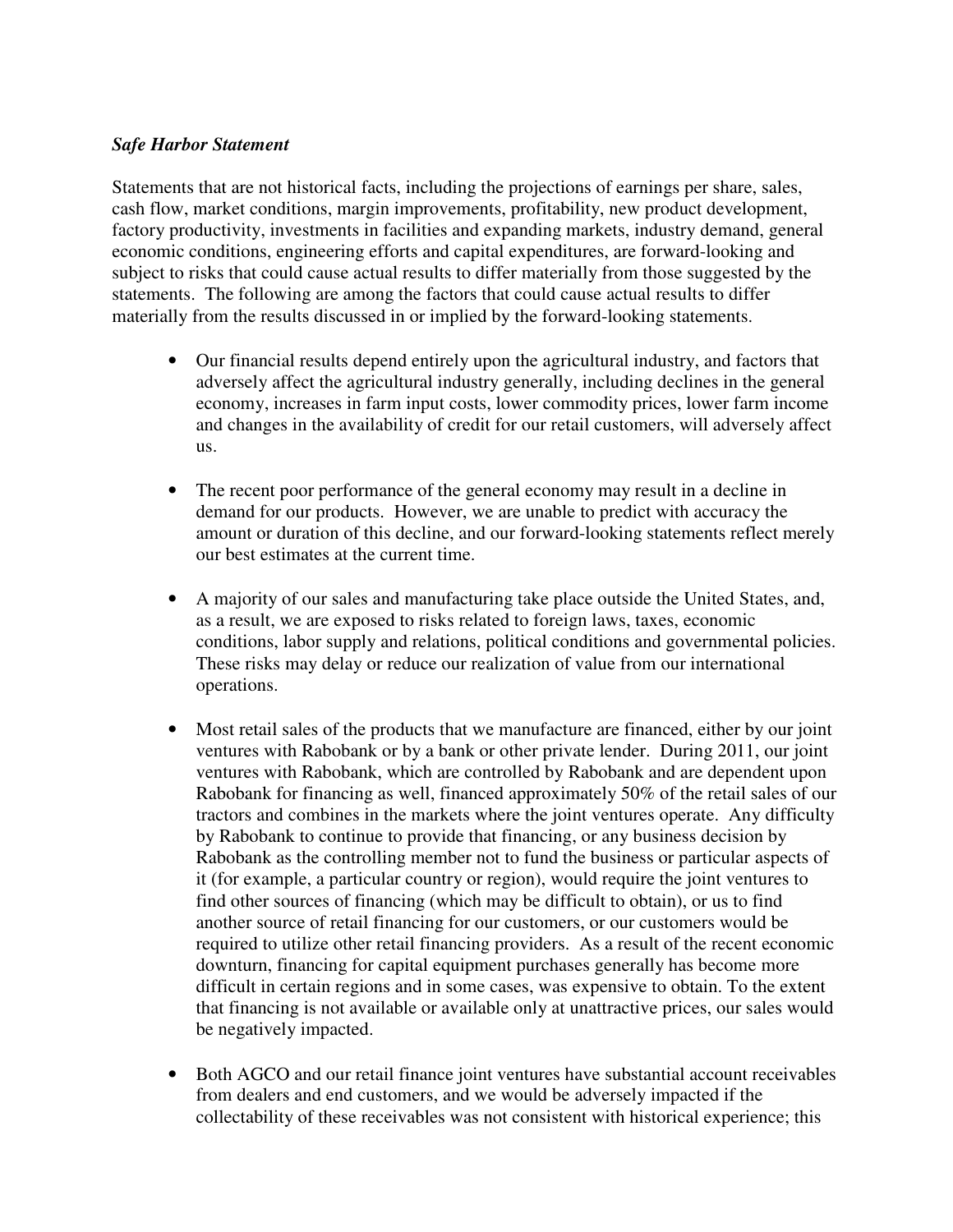***Safe Harbor Statement***

Statements that are not historical facts, including the projections of earnings per share, sales, cash flow, market conditions, margin improvements, profitability, new product development, factory productivity, investments in facilities and expanding markets, industry demand, general economic conditions, engineering efforts and capital expenditures, are forward-looking and subject to risks that could cause actual results to differ materially from those suggested by the statements. The following are among the factors that could cause actual results to differ materially from the results discussed in or implied by the forward-looking statements.

- Our financial results depend entirely upon the agricultural industry, and factors that adversely affect the agricultural industry generally, including declines in the general economy, increases in farm input costs, lower commodity prices, lower farm income and changes in the availability of credit for our retail customers, will adversely affect us.

- The recent poor performance of the general economy may result in a decline in demand for our products. However, we are unable to predict with accuracy the amount or duration of this decline, and our forward-looking statements reflect merely our best estimates at the current time.

- A majority of our sales and manufacturing take place outside the United States, and, as a result, we are exposed to risks related to foreign laws, taxes, economic conditions, labor supply and relations, political conditions and governmental policies. These risks may delay or reduce our realization of value from our international operations.

- Most retail sales of the products that we manufacture are financed, either by our joint ventures with Rabobank or by a bank or other private lender. During 2011, our joint ventures with Rabobank, which are controlled by Rabobank and are dependent upon Rabobank for financing as well, financed approximately 50% of the retail sales of our tractors and combines in the markets where the joint ventures operate. Any difficulty by Rabobank to continue to provide that financing, or any business decision by Rabobank as the controlling member not to fund the business or particular aspects of it (for example, a particular country or region), would require the joint ventures to find other sources of financing (which may be difficult to obtain), or us to find another source of retail financing for our customers, or our customers would be required to utilize other retail financing providers. As a result of the recent economic downturn, financing for capital equipment purchases generally has become more difficult in certain regions and in some cases, was expensive to obtain. To the extent that financing is not available or available only at unattractive prices, our sales would be negatively impacted.

- Both AGCO and our retail finance joint ventures have substantial account receivables from dealers and end customers, and we would be adversely impacted if the collectability of these receivables was not consistent with historical experience; this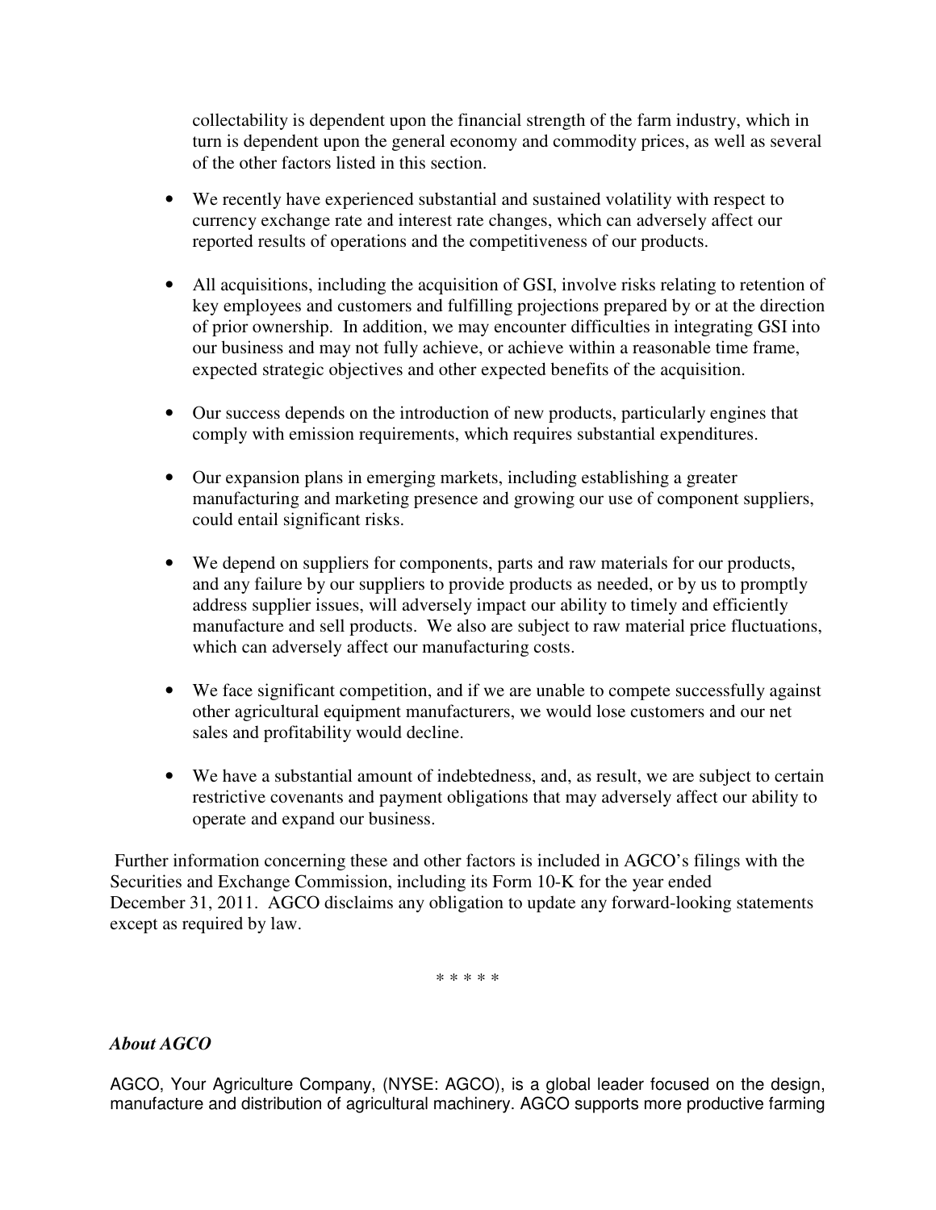collectability is dependent upon the financial strength of the farm industry, which in turn is dependent upon the general economy and commodity prices, as well as several of the other factors listed in this section.

- We recently have experienced substantial and sustained volatility with respect to currency exchange rate and interest rate changes, which can adversely affect our reported results of operations and the competitiveness of our products.
- All acquisitions, including the acquisition of GSI, involve risks relating to retention of key employees and customers and fulfilling projections prepared by or at the direction of prior ownership. In addition, we may encounter difficulties in integrating GSI into our business and may not fully achieve, or achieve within a reasonable time frame, expected strategic objectives and other expected benefits of the acquisition.
- Our success depends on the introduction of new products, particularly engines that comply with emission requirements, which requires substantial expenditures.
- Our expansion plans in emerging markets, including establishing a greater manufacturing and marketing presence and growing our use of component suppliers, could entail significant risks.
- We depend on suppliers for components, parts and raw materials for our products, and any failure by our suppliers to provide products as needed, or by us to promptly address supplier issues, will adversely impact our ability to timely and efficiently manufacture and sell products. We also are subject to raw material price fluctuations, which can adversely affect our manufacturing costs.
- We face significant competition, and if we are unable to compete successfully against other agricultural equipment manufacturers, we would lose customers and our net sales and profitability would decline.
- We have a substantial amount of indebtedness, and, as result, we are subject to certain restrictive covenants and payment obligations that may adversely affect our ability to operate and expand our business.

Further information concerning these and other factors is included in AGCO's filings with the Securities and Exchange Commission, including its Form 10-K for the year ended December 31, 2011. AGCO disclaims any obligation to update any forward-looking statements except as required by law.

\* \* \* \* \*

***About AGCO***

AGCO, Your Agriculture Company, (NYSE: AGCO), is a global leader focused on the design, manufacture and distribution of agricultural machinery. AGCO supports more productive farming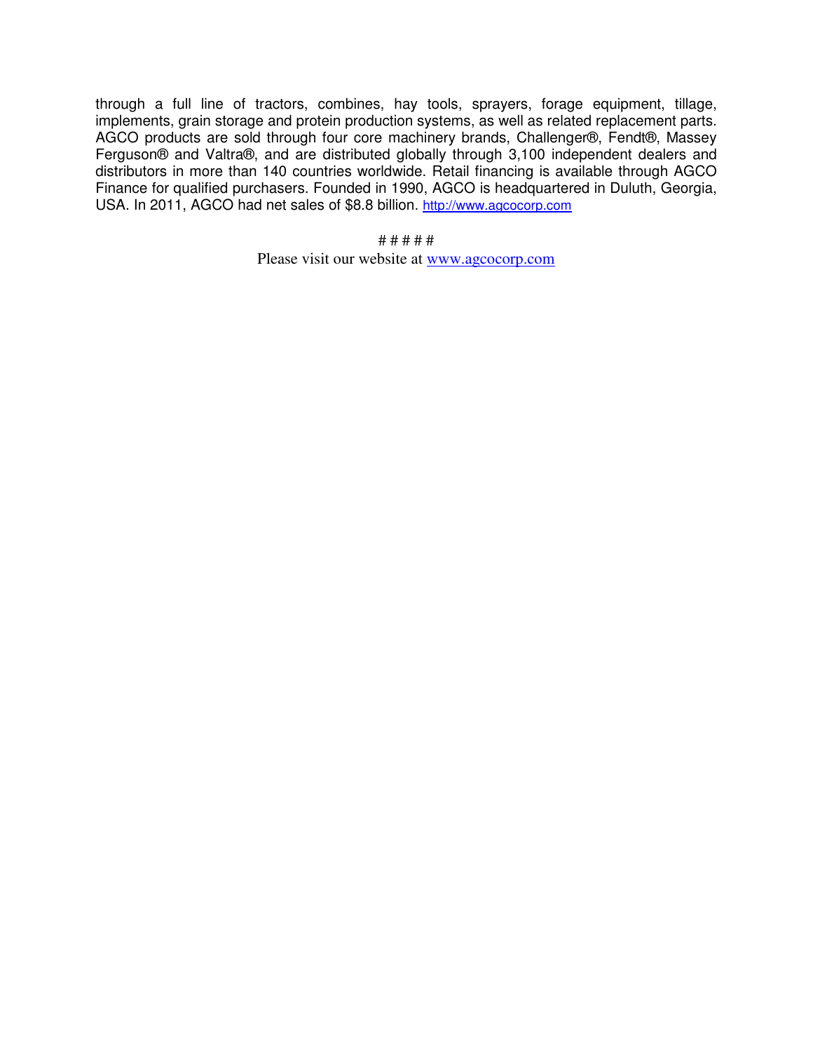through a full line of tractors, combines, hay tools, sprayers, forage equipment, tillage, implements, grain storage and protein production systems, as well as related replacement parts. AGCO products are sold through four core machinery brands, Challenger®, Fendt®, Massey Ferguson® and Valtra®, and are distributed globally through 3,100 independent dealers and distributors in more than 140 countries worldwide. Retail financing is available through AGCO Finance for qualified purchasers. Founded in 1990, AGCO is headquartered in Duluth, Georgia, USA. In 2011, AGCO had net sales of $8.8 billion. http://www.agcocorp.com

# # # # #

Please visit our website at www.agcocorp.com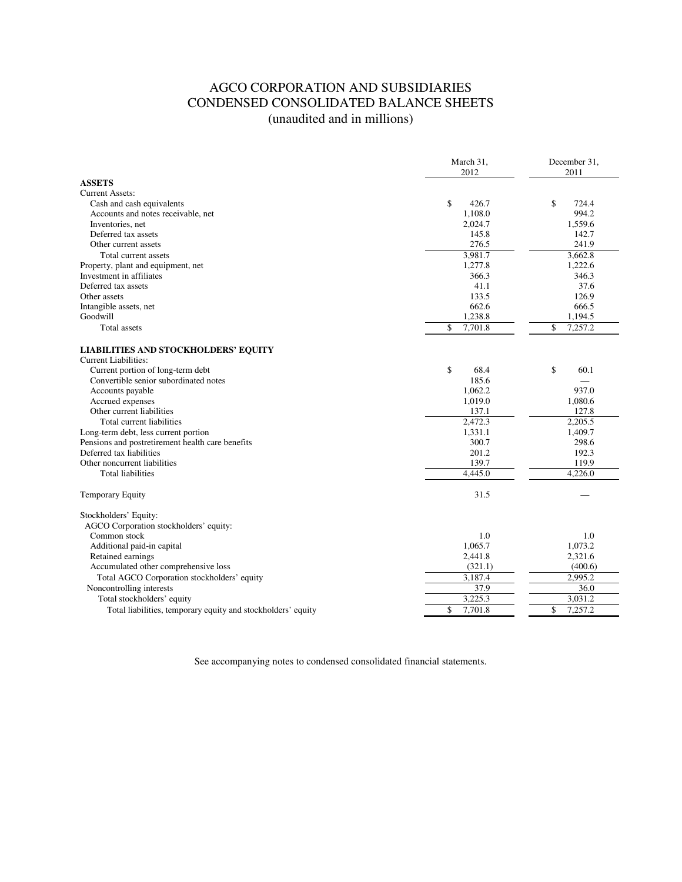# AGCO CORPORATION AND SUBSIDIARIES
## CONDENSED CONSOLIDATED BALANCE SHEETS
### (unaudited and in millions)

| | March 31, 2012 | December 31, 2011 |
|---|---|---|
| **ASSETS** | | |
| Current Assets: | | |
| Cash and cash equivalents | $ 426.7 | $ 724.4 |
| Accounts and notes receivable, net | 1,108.0 | 994.2 |
| Inventories, net | 2,024.7 | 1,559.6 |
| Deferred tax assets | 145.8 | 142.7 |
| Other current assets | 276.5 | 241.9 |
| Total current assets | 3,981.7 | 3,662.8 |
| Property, plant and equipment, net | 1,277.8 | 1,222.6 |
| Investment in affiliates | 366.3 | 346.3 |
| Deferred tax assets | 41.1 | 37.6 |
| Other assets | 133.5 | 126.9 |
| Intangible assets, net | 662.6 | 666.5 |
| Goodwill | 1,238.8 | 1,194.5 |
| Total assets | $ 7,701.8 | $ 7,257.2 |
| **LIABILITIES AND STOCKHOLDERS' EQUITY** | | |
| Current Liabilities: | | |
| Current portion of long-term debt | $ 68.4 | $ 60.1 |
| Convertible senior subordinated notes | 185.6 | — |
| Accounts payable | 1,062.2 | 937.0 |
| Accrued expenses | 1,019.0 | 1,080.6 |
| Other current liabilities | 137.1 | 127.8 |
| Total current liabilities | 2,472.3 | 2,205.5 |
| Long-term debt, less current portion | 1,331.1 | 1,409.7 |
| Pensions and postretirement health care benefits | 300.7 | 298.6 |
| Deferred tax liabilities | 201.2 | 192.3 |
| Other noncurrent liabilities | 139.7 | 119.9 |
| Total liabilities | 4,445.0 | 4,226.0 |
| Temporary Equity | 31.5 | — |
| Stockholders' Equity: | | |
| AGCO Corporation stockholders' equity: | | |
| Common stock | 1.0 | 1.0 |
| Additional paid-in capital | 1,065.7 | 1,073.2 |
| Retained earnings | 2,441.8 | 2,321.6 |
| Accumulated other comprehensive loss | (321.1) | (400.6) |
| Total AGCO Corporation stockholders' equity | 3,187.4 | 2,995.2 |
| Noncontrolling interests | 37.9 | 36.0 |
| Total stockholders' equity | 3,225.3 | 3,031.2 |
| Total liabilities, temporary equity and stockholders' equity | $ 7,701.8 | $ 7,257.2 |

See accompanying notes to condensed consolidated financial statements.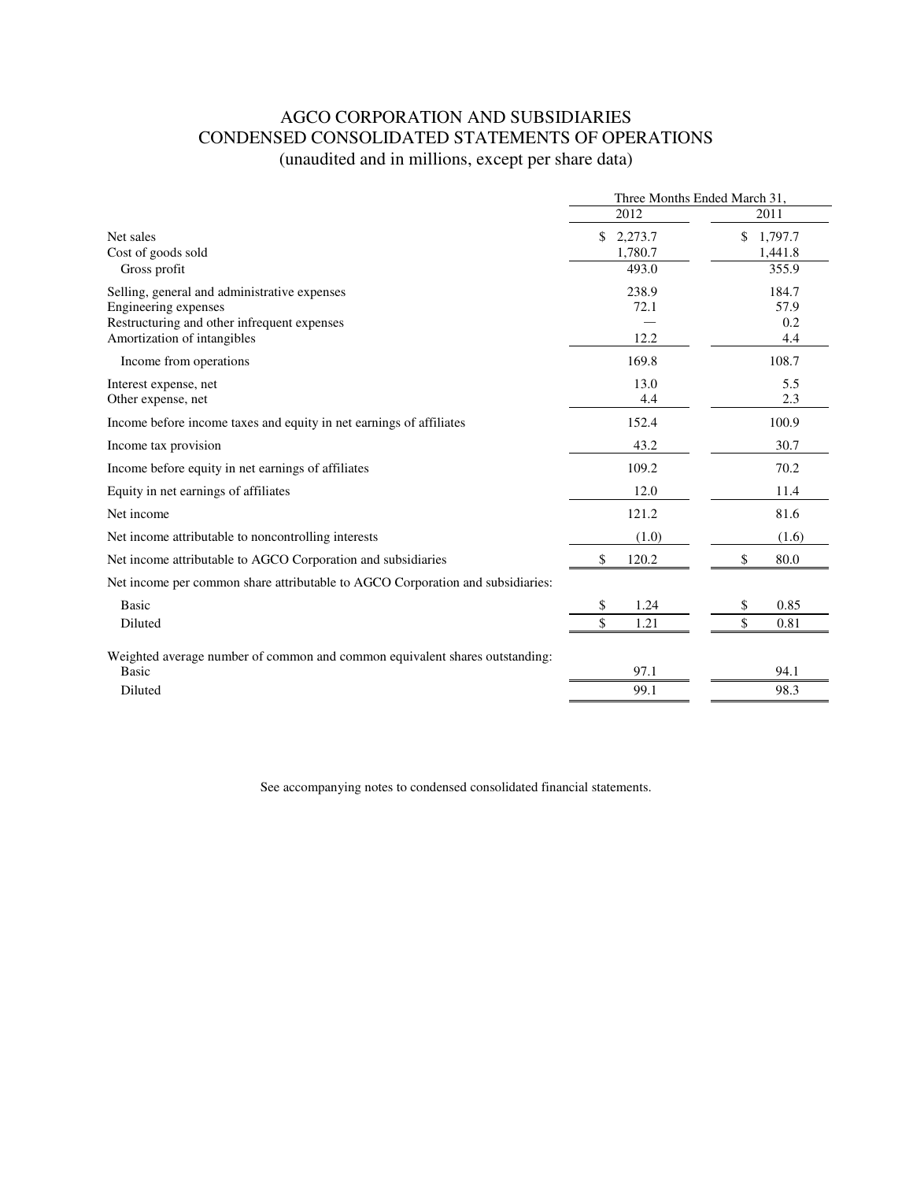# AGCO CORPORATION AND SUBSIDIARIES
## CONDENSED CONSOLIDATED STATEMENTS OF OPERATIONS
(unaudited and in millions, except per share data)

| | Three Months Ended March 31, | |
|---|---|---|
| | 2012 | 2011 |
| Net sales | $ 2,273.7 | $ 1,797.7 |
| Cost of goods sold | 1,780.7 | 1,441.8 |
| Gross profit | 493.0 | 355.9 |
| Selling, general and administrative expenses | 238.9 | 184.7 |
| Engineering expenses | 72.1 | 57.9 |
| Restructuring and other infrequent expenses | — | 0.2 |
| Amortization of intangibles | 12.2 | 4.4 |
| Income from operations | 169.8 | 108.7 |
| Interest expense, net | 13.0 | 5.5 |
| Other expense, net | 4.4 | 2.3 |
| Income before income taxes and equity in net earnings of affiliates | 152.4 | 100.9 |
| Income tax provision | 43.2 | 30.7 |
| Income before equity in net earnings of affiliates | 109.2 | 70.2 |
| Equity in net earnings of affiliates | 12.0 | 11.4 |
| Net income | 121.2 | 81.6 |
| Net income attributable to noncontrolling interests | (1.0) | (1.6) |
| Net income attributable to AGCO Corporation and subsidiaries | $ 120.2 | $ 80.0 |
| Net income per common share attributable to AGCO Corporation and subsidiaries: | | |
| Basic | $ 1.24 | $ 0.85 |
| Diluted | $ 1.21 | $ 0.81 |
| Weighted average number of common and common equivalent shares outstanding: | | |
| Basic | 97.1 | 94.1 |
| Diluted | 99.1 | 98.3 |

See accompanying notes to condensed consolidated financial statements.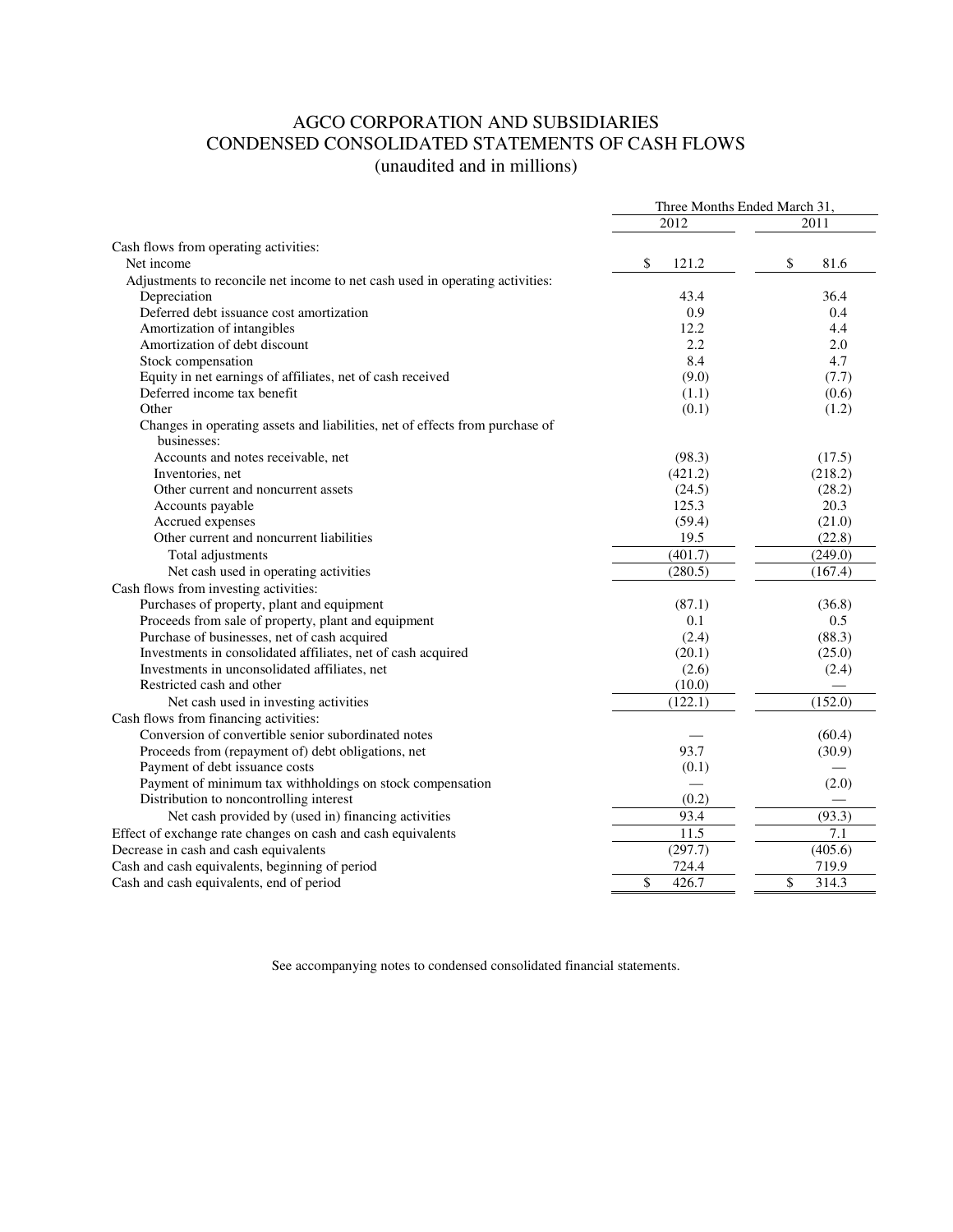# AGCO CORPORATION AND SUBSIDIARIES
## CONDENSED CONSOLIDATED STATEMENTS OF CASH FLOWS
### (unaudited and in millions)

| | Three Months Ended March 31, | |
|---|---|---|
| | 2012 | 2011 |
| Cash flows from operating activities: | | |
| Net income | $ 121.2 | $ 81.6 |
| Adjustments to reconcile net income to net cash used in operating activities: | | |
| Depreciation | 43.4 | 36.4 |
| Deferred debt issuance cost amortization | 0.9 | 0.4 |
| Amortization of intangibles | 12.2 | 4.4 |
| Amortization of debt discount | 2.2 | 2.0 |
| Stock compensation | 8.4 | 4.7 |
| Equity in net earnings of affiliates, net of cash received | (9.0) | (7.7) |
| Deferred income tax benefit | (1.1) | (0.6) |
| Other | (0.1) | (1.2) |
| Changes in operating assets and liabilities, net of effects from purchase of businesses: | | |
| Accounts and notes receivable, net | (98.3) | (17.5) |
| Inventories, net | (421.2) | (218.2) |
| Other current and noncurrent assets | (24.5) | (28.2) |
| Accounts payable | 125.3 | 20.3 |
| Accrued expenses | (59.4) | (21.0) |
| Other current and noncurrent liabilities | 19.5 | (22.8) |
| Total adjustments | (401.7) | (249.0) |
| Net cash used in operating activities | (280.5) | (167.4) |
| Cash flows from investing activities: | | |
| Purchases of property, plant and equipment | (87.1) | (36.8) |
| Proceeds from sale of property, plant and equipment | 0.1 | 0.5 |
| Purchase of businesses, net of cash acquired | (2.4) | (88.3) |
| Investments in consolidated affiliates, net of cash acquired | (20.1) | (25.0) |
| Investments in unconsolidated affiliates, net | (2.6) | (2.4) |
| Restricted cash and other | (10.0) | — |
| Net cash used in investing activities | (122.1) | (152.0) |
| Cash flows from financing activities: | | |
| Conversion of convertible senior subordinated notes | — | (60.4) |
| Proceeds from (repayment of) debt obligations, net | 93.7 | (30.9) |
| Payment of debt issuance costs | (0.1) | — |
| Payment of minimum tax withholdings on stock compensation | — | (2.0) |
| Distribution to noncontrolling interest | (0.2) | — |
| Net cash provided by (used in) financing activities | 93.4 | (93.3) |
| Effect of exchange rate changes on cash and cash equivalents | 11.5 | 7.1 |
| Decrease in cash and cash equivalents | (297.7) | (405.6) |
| Cash and cash equivalents, beginning of period | 724.4 | 719.9 |
| Cash and cash equivalents, end of period | $ 426.7 | $ 314.3 |

See accompanying notes to condensed consolidated financial statements.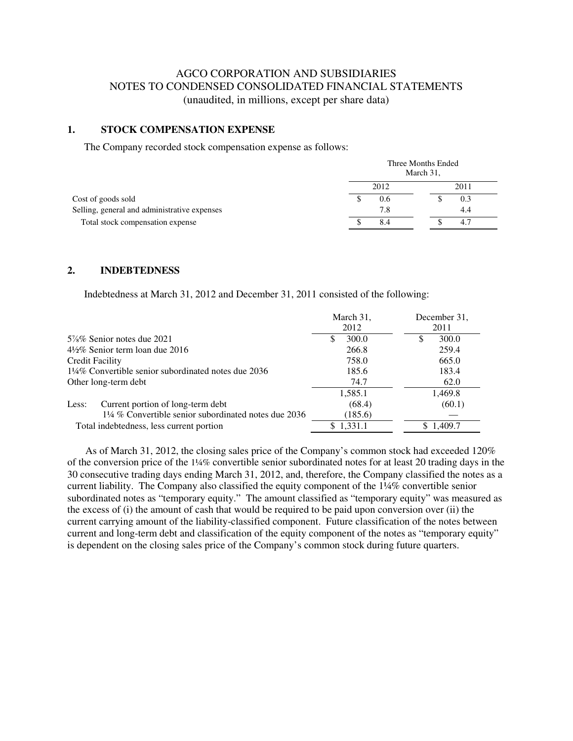AGCO CORPORATION AND SUBSIDIARIES
NOTES TO CONDENSED CONSOLIDATED FINANCIAL STATEMENTS
(unaudited, in millions, except per share data)

## 1. STOCK COMPENSATION EXPENSE

The Company recorded stock compensation expense as follows:

| | Three Months Ended March 31, | |
|---|---|---|
| | 2012 | 2011 |
| Cost of goods sold | $ 0.6 | $ 0.3 |
| Selling, general and administrative expenses | 7.8 | 4.4 |
| Total stock compensation expense | $ 8.4 | $ 4.7 |

## 2. INDEBTEDNESS

Indebtedness at March 31, 2012 and December 31, 2011 consisted of the following:

| | March 31, 2012 | December 31, 2011 |
|---|---|---|
| 5⅞% Senior notes due 2021 | $ 300.0 | $ 300.0 |
| 4½% Senior term loan due 2016 | 266.8 | 259.4 |
| Credit Facility | 758.0 | 665.0 |
| 1¼% Convertible senior subordinated notes due 2036 | 185.6 | 183.4 |
| Other long-term debt | 74.7 | 62.0 |
| | 1,585.1 | 1,469.8 |
| Less: Current portion of long-term debt | (68.4) | (60.1) |
| 1¼ % Convertible senior subordinated notes due 2036 | (185.6) | — |
| Total indebtedness, less current portion | $ 1,331.1 | $ 1,409.7 |

As of March 31, 2012, the closing sales price of the Company's common stock had exceeded 120% of the conversion price of the 1¼% convertible senior subordinated notes for at least 20 trading days in the 30 consecutive trading days ending March 31, 2012, and, therefore, the Company classified the notes as a current liability. The Company also classified the equity component of the 1¼% convertible senior subordinated notes as "temporary equity." The amount classified as "temporary equity" was measured as the excess of (i) the amount of cash that would be required to be paid upon conversion over (ii) the current carrying amount of the liability-classified component. Future classification of the notes between current and long-term debt and classification of the equity component of the notes as "temporary equity" is dependent on the closing sales price of the Company's common stock during future quarters.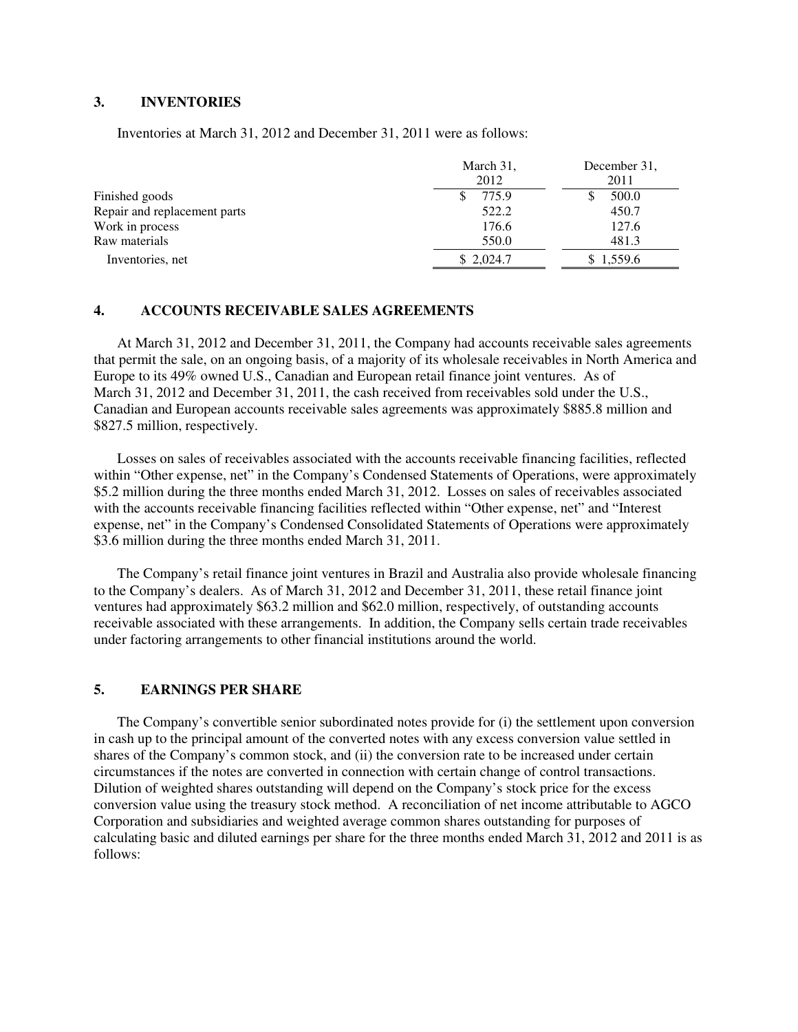## 3. INVENTORIES

Inventories at March 31, 2012 and December 31, 2011 were as follows:

| | March 31, 2012 | December 31, 2011 |
|---|---|---|
| Finished goods | $ 775.9 | $ 500.0 |
| Repair and replacement parts | 522.2 | 450.7 |
| Work in process | 176.6 | 127.6 |
| Raw materials | 550.0 | 481.3 |
| Inventories, net | $ 2,024.7 | $ 1,559.6 |

## 4. ACCOUNTS RECEIVABLE SALES AGREEMENTS

At March 31, 2012 and December 31, 2011, the Company had accounts receivable sales agreements that permit the sale, on an ongoing basis, of a majority of its wholesale receivables in North America and Europe to its 49% owned U.S., Canadian and European retail finance joint ventures. As of March 31, 2012 and December 31, 2011, the cash received from receivables sold under the U.S., Canadian and European accounts receivable sales agreements was approximately $885.8 million and $827.5 million, respectively.

Losses on sales of receivables associated with the accounts receivable financing facilities, reflected within "Other expense, net" in the Company's Condensed Statements of Operations, were approximately $5.2 million during the three months ended March 31, 2012. Losses on sales of receivables associated with the accounts receivable financing facilities reflected within "Other expense, net" and "Interest expense, net" in the Company's Condensed Consolidated Statements of Operations were approximately $3.6 million during the three months ended March 31, 2011.

The Company's retail finance joint ventures in Brazil and Australia also provide wholesale financing to the Company's dealers. As of March 31, 2012 and December 31, 2011, these retail finance joint ventures had approximately $63.2 million and $62.0 million, respectively, of outstanding accounts receivable associated with these arrangements. In addition, the Company sells certain trade receivables under factoring arrangements to other financial institutions around the world.

## 5. EARNINGS PER SHARE

The Company's convertible senior subordinated notes provide for (i) the settlement upon conversion in cash up to the principal amount of the converted notes with any excess conversion value settled in shares of the Company's common stock, and (ii) the conversion rate to be increased under certain circumstances if the notes are converted in connection with certain change of control transactions. Dilution of weighted shares outstanding will depend on the Company's stock price for the excess conversion value using the treasury stock method. A reconciliation of net income attributable to AGCO Corporation and subsidiaries and weighted average common shares outstanding for purposes of calculating basic and diluted earnings per share for the three months ended March 31, 2012 and 2011 is as follows: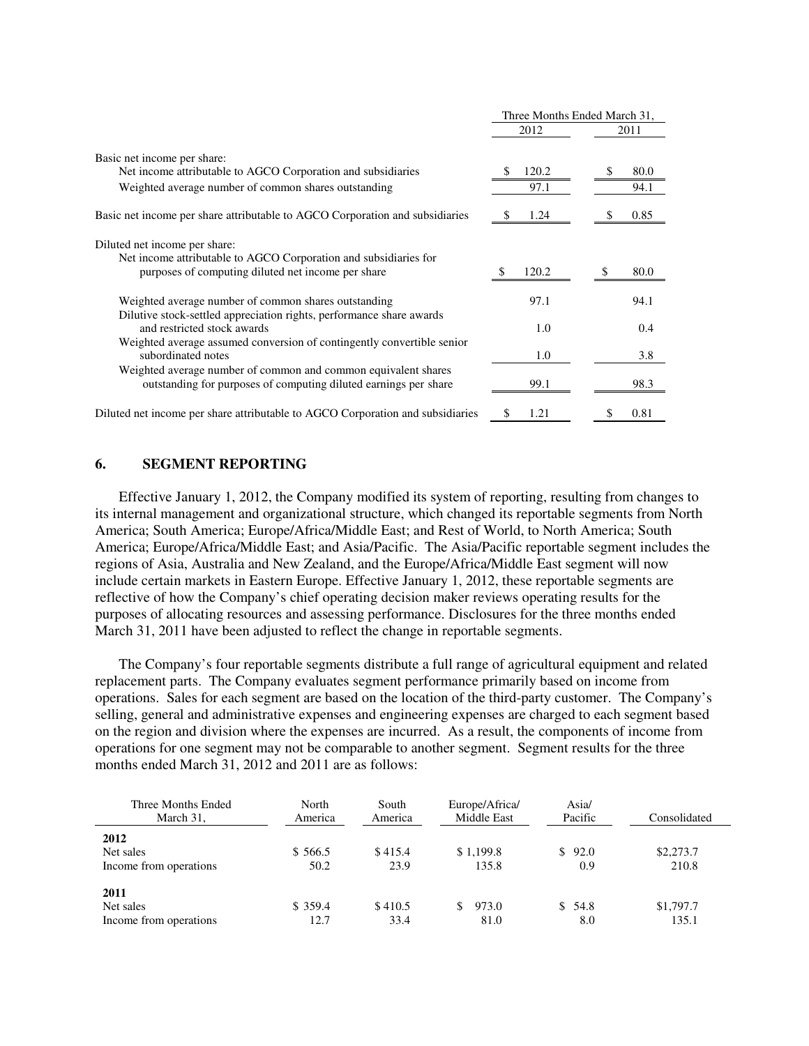| | Three Months Ended March 31, | |
|---|---|---|
| | 2012 | 2011 |
| Basic net income per share: | | |
| Net income attributable to AGCO Corporation and subsidiaries | $ 120.2 | $ 80.0 |
| Weighted average number of common shares outstanding | 97.1 | 94.1 |
| Basic net income per share attributable to AGCO Corporation and subsidiaries | $ 1.24 | $ 0.85 |
| Diluted net income per share: | | |
| Net income attributable to AGCO Corporation and subsidiaries for purposes of computing diluted net income per share | $ 120.2 | $ 80.0 |
| Weighted average number of common shares outstanding | 97.1 | 94.1 |
| Dilutive stock-settled appreciation rights, performance share awards and restricted stock awards | 1.0 | 0.4 |
| Weighted average assumed conversion of contingently convertible senior subordinated notes | 1.0 | 3.8 |
| Weighted average number of common and common equivalent shares outstanding for purposes of computing diluted earnings per share | 99.1 | 98.3 |
| Diluted net income per share attributable to AGCO Corporation and subsidiaries | $ 1.21 | $ 0.81 |

## 6. SEGMENT REPORTING

Effective January 1, 2012, the Company modified its system of reporting, resulting from changes to its internal management and organizational structure, which changed its reportable segments from North America; South America; Europe/Africa/Middle East; and Rest of World, to North America; South America; Europe/Africa/Middle East; and Asia/Pacific. The Asia/Pacific reportable segment includes the regions of Asia, Australia and New Zealand, and the Europe/Africa/Middle East segment will now include certain markets in Eastern Europe. Effective January 1, 2012, these reportable segments are reflective of how the Company's chief operating decision maker reviews operating results for the purposes of allocating resources and assessing performance. Disclosures for the three months ended March 31, 2011 have been adjusted to reflect the change in reportable segments.

The Company's four reportable segments distribute a full range of agricultural equipment and related replacement parts. The Company evaluates segment performance primarily based on income from operations. Sales for each segment are based on the location of the third-party customer. The Company's selling, general and administrative expenses and engineering expenses are charged to each segment based on the region and division where the expenses are incurred. As a result, the components of income from operations for one segment may not be comparable to another segment. Segment results for the three months ended March 31, 2012 and 2011 are as follows:

| Three Months Ended March 31, | North America | South America | Europe/Africa/ Middle East | Asia/ Pacific | Consolidated |
|---|---|---|---|---|---|
| **2012** | | | | | |
| Net sales | $ 566.5 | $ 415.4 | $ 1,199.8 | $ 92.0 | $2,273.7 |
| Income from operations | 50.2 | 23.9 | 135.8 | 0.9 | 210.8 |
| **2011** | | | | | |
| Net sales | $ 359.4 | $ 410.5 | $ 973.0 | $ 54.8 | $1,797.7 |
| Income from operations | 12.7 | 33.4 | 81.0 | 8.0 | 135.1 |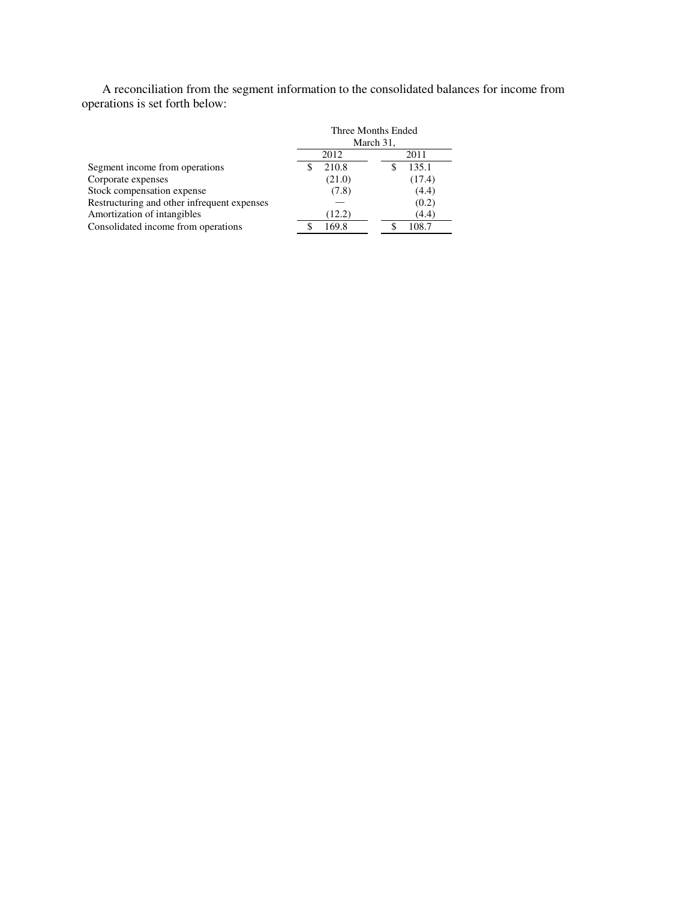A reconciliation from the segment information to the consolidated balances for income from operations is set forth below:

| | Three Months Ended March 31, | |
|---|---|---|
| | 2012 | 2011 |
| Segment income from operations | $ 210.8 | $ 135.1 |
| Corporate expenses | (21.0) | (17.4) |
| Stock compensation expense | (7.8) | (4.4) |
| Restructuring and other infrequent expenses | — | (0.2) |
| Amortization of intangibles | (12.2) | (4.4) |
| Consolidated income from operations | $ 169.8 | $ 108.7 |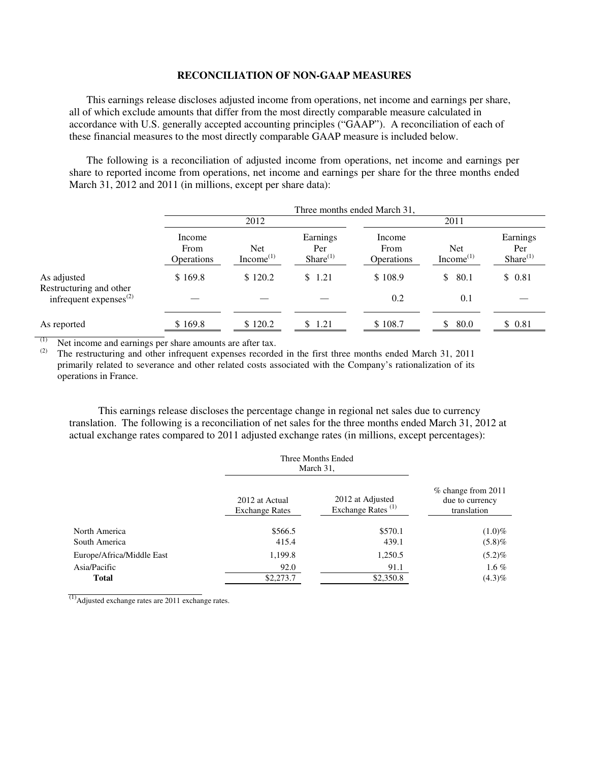## RECONCILIATION OF NON-GAAP MEASURES

This earnings release discloses adjusted income from operations, net income and earnings per share, all of which exclude amounts that differ from the most directly comparable measure calculated in accordance with U.S. generally accepted accounting principles ("GAAP"). A reconciliation of each of these financial measures to the most directly comparable GAAP measure is included below.

The following is a reconciliation of adjusted income from operations, net income and earnings per share to reported income from operations, net income and earnings per share for the three months ended March 31, 2012 and 2011 (in millions, except per share data):

| | Three months ended March 31, | | | | | |
|---|---|---|---|---|---|---|
| | 2012 | | | 2011 | | |
| | Income From Operations | Net Income[1] | Earnings Per Share[1] | Income From Operations | Net Income[1] | Earnings Per Share[1] |
| As adjusted | $ 169.8 | $ 120.2 | $ 1.21 | $ 108.9 | $ 80.1 | $ 0.81 |
| Restructuring and other infrequent expenses[2] | — | — | — | 0.2 | 0.1 | — |
| As reported | $ 169.8 | $ 120.2 | $ 1.21 | $ 108.7 | $ 80.0 | $ 0.81 |

[1] Net income and earnings per share amounts are after tax.

[2] The restructuring and other infrequent expenses recorded in the first three months ended March 31, 2011 primarily related to severance and other related costs associated with the Company's rationalization of its operations in France.

This earnings release discloses the percentage change in regional net sales due to currency translation. The following is a reconciliation of net sales for the three months ended March 31, 2012 at actual exchange rates compared to 2011 adjusted exchange rates (in millions, except percentages):

| | Three Months Ended March 31, | | |
|---|---|---|---|
| | 2012 at Actual Exchange Rates | 2012 at Adjusted Exchange Rates [1] | % change from 2011 due to currency translation |
| North America | $566.5 | $570.1 | (1.0)% |
| South America | 415.4 | 439.1 | (5.8)% |
| Europe/Africa/Middle East | 1,199.8 | 1,250.5 | (5.2)% |
| Asia/Pacific | 92.0 | 91.1 | 1.6 % |
| **Total** | $2,273.7 | $2,350.8 | (4.3)% |

[1] Adjusted exchange rates are 2011 exchange rates.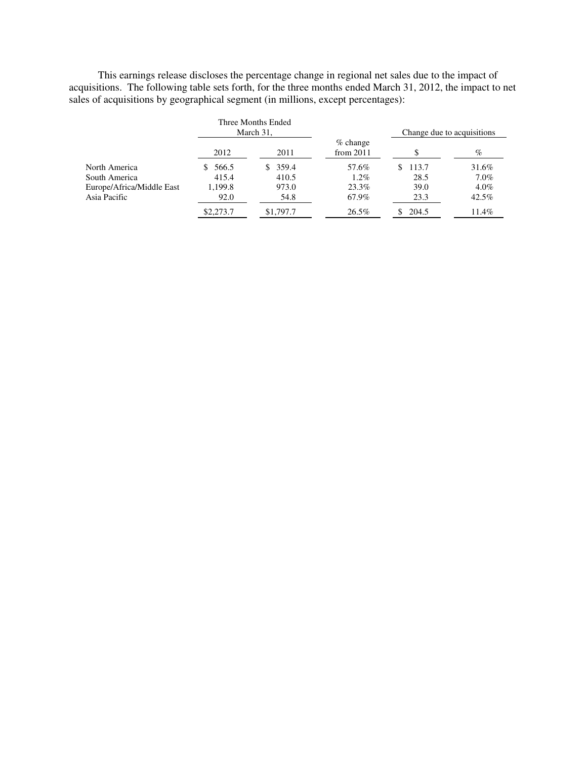This earnings release discloses the percentage change in regional net sales due to the impact of acquisitions. The following table sets forth, for the three months ended March 31, 2012, the impact to net sales of acquisitions by geographical segment (in millions, except percentages):

| | Three Months Ended March 31, | | % change from 2011 | Change due to acquisitions | |
|---|---|---|---|---|---|
| | 2012 | 2011 | | $ | % |
| North America | $ 566.5 | $ 359.4 | 57.6% | $ 113.7 | 31.6% |
| South America | 415.4 | 410.5 | 1.2% | 28.5 | 7.0% |
| Europe/Africa/Middle East | 1,199.8 | 973.0 | 23.3% | 39.0 | 4.0% |
| Asia Pacific | 92.0 | 54.8 | 67.9% | 23.3 | 42.5% |
| | $2,273.7 | $1,797.7 | 26.5% | $ 204.5 | 11.4% |